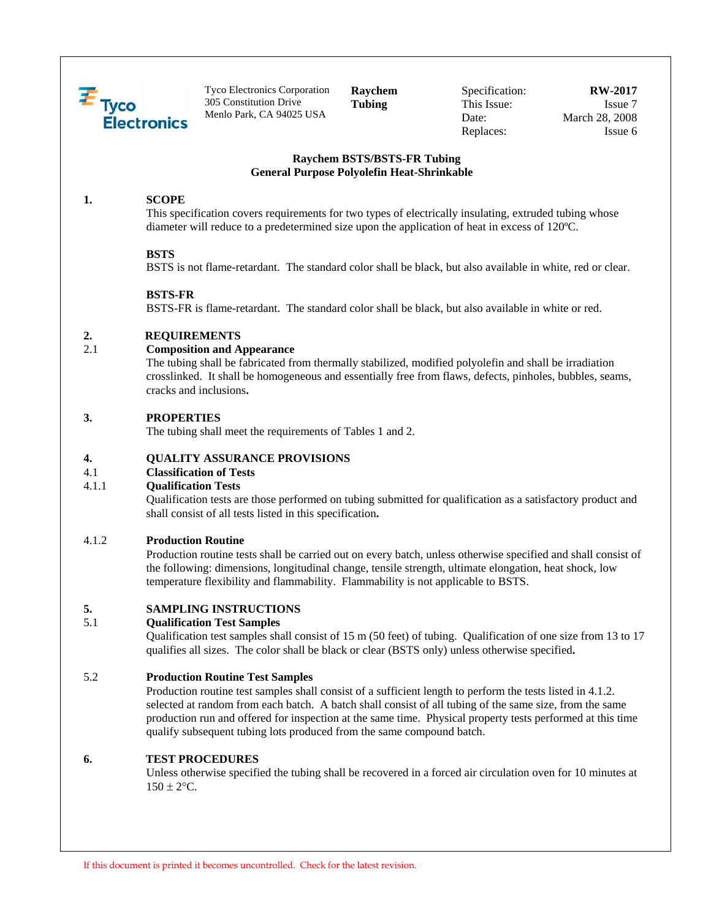Tyco Electronics Corporation
305 Constitution Drive
Menlo Park, CA 94025 USA

**Raychem Tubing**

| | |
|---|---|
| Specification: | **RW-2017** |
| This Issue: | Issue 7 |
| Date: | March 28, 2008 |
| Replaces: | Issue 6 |

# Raychem BSTS/BSTS-FR Tubing
# General Purpose Polyolefin Heat-Shrinkable

## 1. SCOPE

This specification covers requirements for two types of electrically insulating, extruded tubing whose diameter will reduce to a predetermined size upon the application of heat in excess of 120ºC.

**BSTS**

BSTS is not flame-retardant. The standard color shall be black, but also available in white, red or clear.

**BSTS-FR**

BSTS-FR is flame-retardant. The standard color shall be black, but also available in white or red.

## 2. REQUIREMENTS

### 2.1 Composition and Appearance

The tubing shall be fabricated from thermally stabilized, modified polyolefin and shall be irradiation crosslinked. It shall be homogeneous and essentially free from flaws, defects, pinholes, bubbles, seams, cracks and inclusions.

## 3. PROPERTIES

The tubing shall meet the requirements of Tables 1 and 2.

## 4. QUALITY ASSURANCE PROVISIONS

### 4.1 Classification of Tests

#### 4.1.1 Qualification Tests

Qualification tests are those performed on tubing submitted for qualification as a satisfactory product and shall consist of all tests listed in this specification.

#### 4.1.2 Production Routine

Production routine tests shall be carried out on every batch, unless otherwise specified and shall consist of the following: dimensions, longitudinal change, tensile strength, ultimate elongation, heat shock, low temperature flexibility and flammability. Flammability is not applicable to BSTS.

## 5. SAMPLING INSTRUCTIONS

### 5.1 Qualification Test Samples

Qualification test samples shall consist of 15 m (50 feet) of tubing. Qualification of one size from 13 to 17 qualifies all sizes. The color shall be black or clear (BSTS only) unless otherwise specified.

### 5.2 Production Routine Test Samples

Production routine test samples shall consist of a sufficient length to perform the tests listed in 4.1.2. selected at random from each batch. A batch shall consist of all tubing of the same size, from the same production run and offered for inspection at the same time. Physical property tests performed at this time qualify subsequent tubing lots produced from the same compound batch.

## 6. TEST PROCEDURES

Unless otherwise specified the tubing shall be recovered in a forced air circulation oven for 10 minutes at 150 ± 2°C.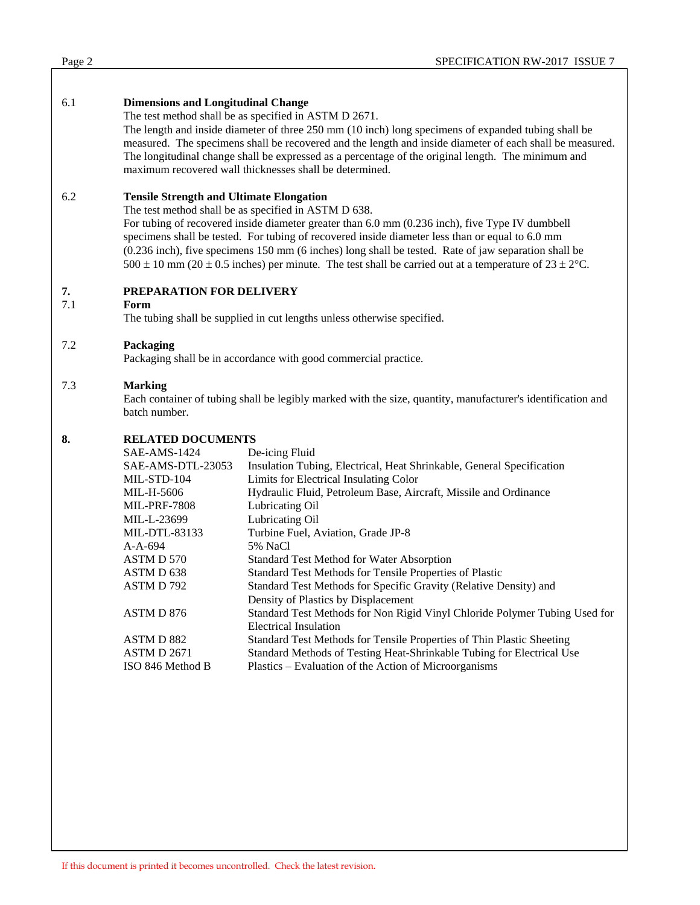6.1 **Dimensions and Longitudinal Change**

The test method shall be as specified in ASTM D 2671.

The length and inside diameter of three 250 mm (10 inch) long specimens of expanded tubing shall be measured. The specimens shall be recovered and the length and inside diameter of each shall be measured. The longitudinal change shall be expressed as a percentage of the original length. The minimum and maximum recovered wall thicknesses shall be determined.

6.2 **Tensile Strength and Ultimate Elongation**

The test method shall be as specified in ASTM D 638.

For tubing of recovered inside diameter greater than 6.0 mm (0.236 inch), five Type IV dumbbell specimens shall be tested. For tubing of recovered inside diameter less than or equal to 6.0 mm (0.236 inch), five specimens 150 mm (6 inches) long shall be tested. Rate of jaw separation shall be $500 \pm 10$ mm ($20 \pm 0.5$ inches) per minute. The test shall be carried out at a temperature of $23 \pm 2$°C.

## 7. PREPARATION FOR DELIVERY

7.1 **Form**

The tubing shall be supplied in cut lengths unless otherwise specified.

7.2 **Packaging**

Packaging shall be in accordance with good commercial practice.

7.3 **Marking**

Each container of tubing shall be legibly marked with the size, quantity, manufacturer's identification and batch number.

## 8. RELATED DOCUMENTS

| | |
|---|---|
| SAE-AMS-1424 | De-icing Fluid |
| SAE-AMS-DTL-23053 | Insulation Tubing, Electrical, Heat Shrinkable, General Specification |
| MIL-STD-104 | Limits for Electrical Insulating Color |
| MIL-H-5606 | Hydraulic Fluid, Petroleum Base, Aircraft, Missile and Ordinance |
| MIL-PRF-7808 | Lubricating Oil |
| MIL-L-23699 | Lubricating Oil |
| MIL-DTL-83133 | Turbine Fuel, Aviation, Grade JP-8 |
| A-A-694 | 5% NaCl |
| ASTM D 570 | Standard Test Method for Water Absorption |
| ASTM D 638 | Standard Test Methods for Tensile Properties of Plastic |
| ASTM D 792 | Standard Test Methods for Specific Gravity (Relative Density) and Density of Plastics by Displacement |
| ASTM D 876 | Standard Test Methods for Non Rigid Vinyl Chloride Polymer Tubing Used for Electrical Insulation |
| ASTM D 882 | Standard Test Methods for Tensile Properties of Thin Plastic Sheeting |
| ASTM D 2671 | Standard Methods of Testing Heat-Shrinkable Tubing for Electrical Use |
| ISO 846 Method B | Plastics – Evaluation of the Action of Microorganisms |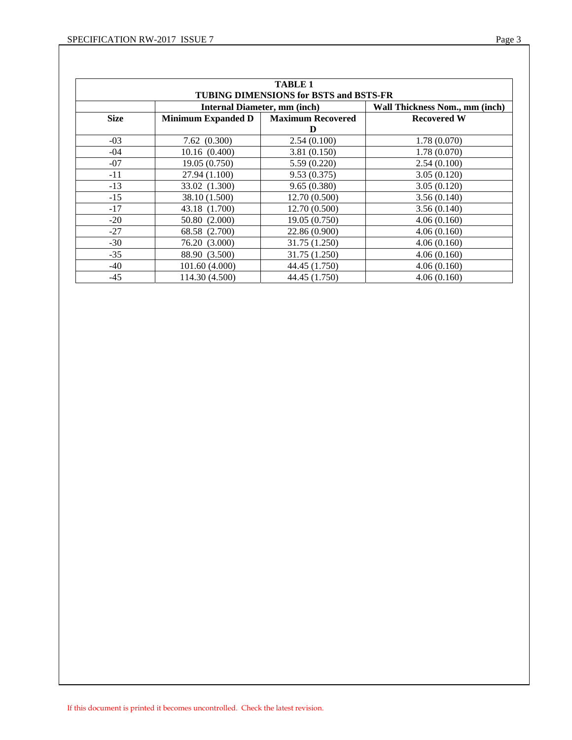**TABLE 1**
**TUBING DIMENSIONS for BSTS and BSTS-FR**

| | Internal Diameter, mm (inch) | | Wall Thickness Nom., mm (inch) |
|---|---|---|---|
| **Size** | **Minimum Expanded D** | **Maximum Recovered D** | **Recovered W** |
| -03 | 7.62 (0.300) | 2.54 (0.100) | 1.78 (0.070) |
| -04 | 10.16 (0.400) | 3.81 (0.150) | 1.78 (0.070) |
| -07 | 19.05 (0.750) | 5.59 (0.220) | 2.54 (0.100) |
| -11 | 27.94 (1.100) | 9.53 (0.375) | 3.05 (0.120) |
| -13 | 33.02 (1.300) | 9.65 (0.380) | 3.05 (0.120) |
| -15 | 38.10 (1.500) | 12.70 (0.500) | 3.56 (0.140) |
| -17 | 43.18 (1.700) | 12.70 (0.500) | 3.56 (0.140) |
| -20 | 50.80 (2.000) | 19.05 (0.750) | 4.06 (0.160) |
| -27 | 68.58 (2.700) | 22.86 (0.900) | 4.06 (0.160) |
| -30 | 76.20 (3.000) | 31.75 (1.250) | 4.06 (0.160) |
| -35 | 88.90 (3.500) | 31.75 (1.250) | 4.06 (0.160) |
| -40 | 101.60 (4.000) | 44.45 (1.750) | 4.06 (0.160) |
| -45 | 114.30 (4.500) | 44.45 (1.750) | 4.06 (0.160) |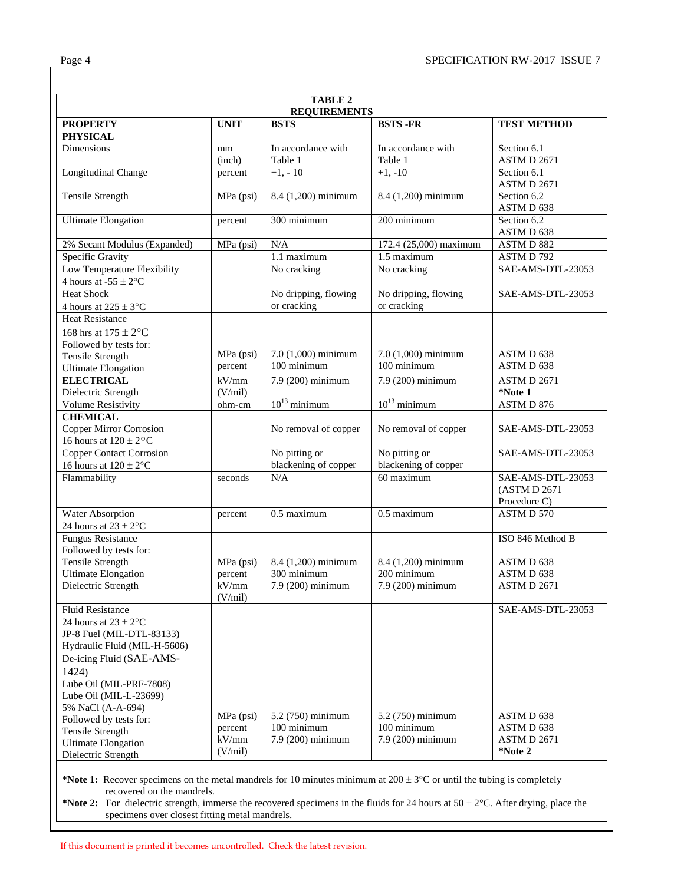**TABLE 2**
**REQUIREMENTS**

| PROPERTY | UNIT | BSTS | BSTS -FR | TEST METHOD |
|---|---|---|---|---|
| **PHYSICAL** | | | | |
| Dimensions | mm (inch) | In accordance with Table 1 | In accordance with Table 1 | Section 6.1 ASTM D 2671 |
| Longitudinal Change | percent | +1, - 10 | +1, -10 | Section 6.1 ASTM D 2671 |
| Tensile Strength | MPa (psi) | 8.4 (1,200) minimum | 8.4 (1,200) minimum | Section 6.2 ASTM D 638 |
| Ultimate Elongation | percent | 300 minimum | 200 minimum | Section 6.2 ASTM D 638 |
| 2% Secant Modulus (Expanded) | MPa (psi) | N/A | 172.4 (25,000) maximum | ASTM D 882 |
| Specific Gravity | | 1.1 maximum | 1.5 maximum | ASTM D 792 |
| Low Temperature Flexibility 4 hours at -55 ± 2°C | | No cracking | No cracking | SAE-AMS-DTL-23053 |
| Heat Shock 4 hours at 225 ± 3°C | | No dripping, flowing or cracking | No dripping, flowing or cracking | SAE-AMS-DTL-23053 |
| Heat Resistance 168 hrs at 175 ± 2°C Followed by tests for: | | | | |
| Tensile Strength | MPa (psi) | 7.0 (1,000) minimum | 7.0 (1,000) minimum | ASTM D 638 |
| Ultimate Elongation | percent | 100 minimum | 100 minimum | ASTM D 638 |
| **ELECTRICAL** Dielectric Strength | kV/mm (V/mil) | 7.9 (200) minimum | 7.9 (200) minimum | ASTM D 2671 **\*Note 1** |
| Volume Resistivity | ohm-cm | $10^{13}$ minimum | $10^{13}$ minimum | ASTM D 876 |
| **CHEMICAL** Copper Mirror Corrosion 16 hours at 120 ± 2°C | | No removal of copper | No removal of copper | SAE-AMS-DTL-23053 |
| Copper Contact Corrosion 16 hours at 120 ± 2°C | | No pitting or blackening of copper | No pitting or blackening of copper | SAE-AMS-DTL-23053 |
| Flammability | seconds | N/A | 60 maximum | SAE-AMS-DTL-23053 (ASTM D 2671 Procedure C) |
| Water Absorption 24 hours at 23 ± 2°C | percent | 0.5 maximum | 0.5 maximum | ASTM D 570 |
| Fungus Resistance Followed by tests for: | | | | ISO 846 Method B |
| Tensile Strength | MPa (psi) | 8.4 (1,200) minimum | 8.4 (1,200) minimum | ASTM D 638 |
| Ultimate Elongation | percent | 300 minimum | 200 minimum | ASTM D 638 |
| Dielectric Strength | kV/mm (V/mil) | 7.9 (200) minimum | 7.9 (200) minimum | ASTM D 2671 |
| Fluid Resistance 24 hours at 23 ± 2°C JP-8 Fuel (MIL-DTL-83133) Hydraulic Fluid (MIL-H-5606) De-icing Fluid (SAE-AMS-1424) Lube Oil (MIL-PRF-7808) Lube Oil (MIL-L-23699) 5% NaCl (A-A-694) Followed by tests for: | | | | SAE-AMS-DTL-23053 |
| Tensile Strength | MPa (psi) | 5.2 (750) minimum | 5.2 (750) minimum | ASTM D 638 |
| Ultimate Elongation | percent | 100 minimum | 100 minimum | ASTM D 638 |
| Dielectric Strength | kV/mm (V/mil) | 7.9 (200) minimum | 7.9 (200) minimum | ASTM D 2671 **\*Note 2** |

**\*Note 1:** Recover specimens on the metal mandrels for 10 minutes minimum at 200 ± 3°C or until the tubing is completely recovered on the mandrels.

**\*Note 2:** For dielectric strength, immerse the recovered specimens in the fluids for 24 hours at 50 ± 2°C. After drying, place the specimens over closest fitting metal mandrels.

If this document is printed it becomes uncontrolled. Check the latest revision.